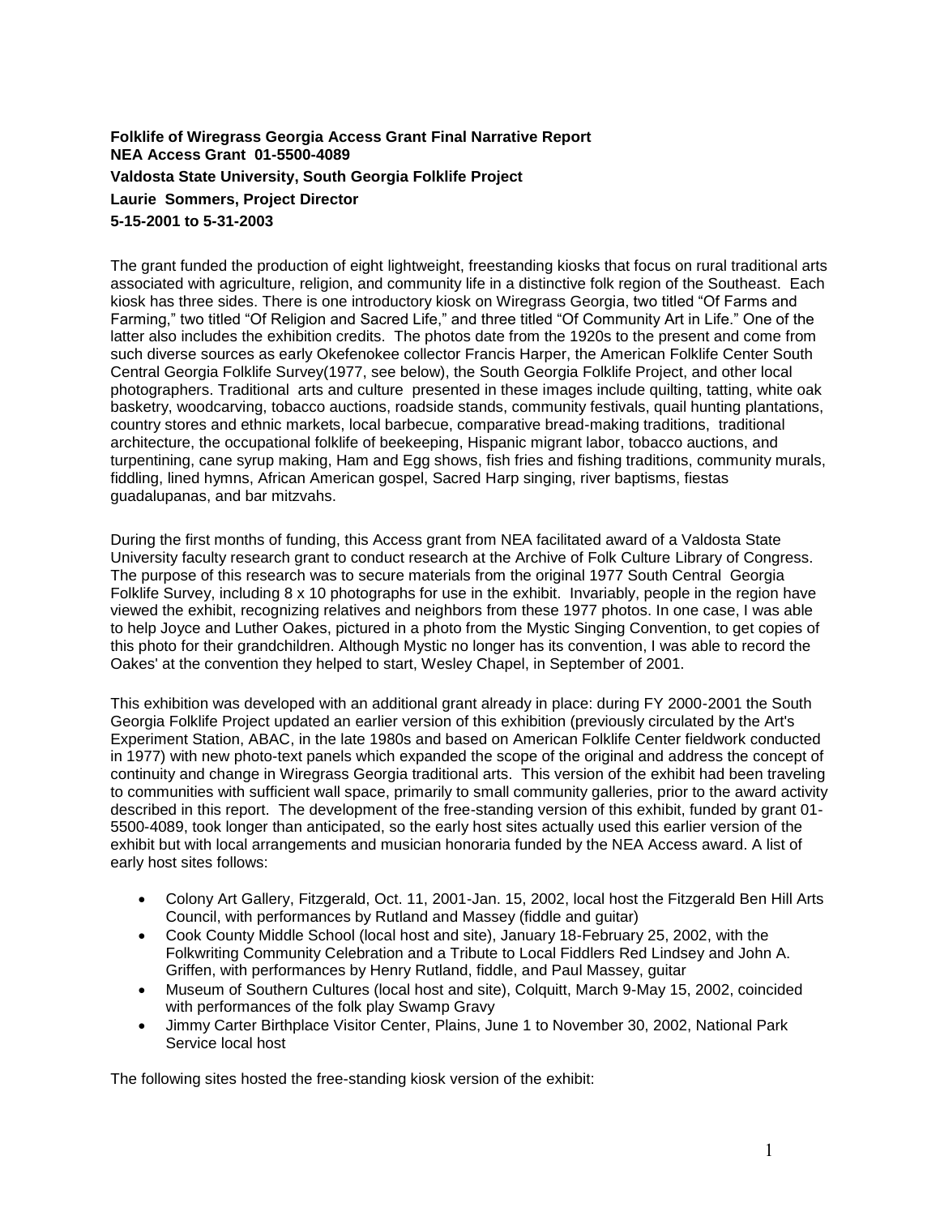**Folklife of Wiregrass Georgia Access Grant Final Narrative Report**
**NEA Access Grant 01-5500-4089**
**Valdosta State University, South Georgia Folklife Project**
**Laurie Sommers, Project Director**
**5-15-2001 to 5-31-2003**

The grant funded the production of eight lightweight, freestanding kiosks that focus on rural traditional arts associated with agriculture, religion, and community life in a distinctive folk region of the Southeast. Each kiosk has three sides. There is one introductory kiosk on Wiregrass Georgia, two titled "Of Farms and Farming," two titled "Of Religion and Sacred Life," and three titled "Of Community Art in Life." One of the latter also includes the exhibition credits. The photos date from the 1920s to the present and come from such diverse sources as early Okefenokee collector Francis Harper, the American Folklife Center South Central Georgia Folklife Survey(1977, see below), the South Georgia Folklife Project, and other local photographers. Traditional arts and culture presented in these images include quilting, tatting, white oak basketry, woodcarving, tobacco auctions, roadside stands, community festivals, quail hunting plantations, country stores and ethnic markets, local barbecue, comparative bread-making traditions, traditional architecture, the occupational folklife of beekeeping, Hispanic migrant labor, tobacco auctions, and turpentining, cane syrup making, Ham and Egg shows, fish fries and fishing traditions, community murals, fiddling, lined hymns, African American gospel, Sacred Harp singing, river baptisms, fiestas guadalupanas, and bar mitzvahs.

During the first months of funding, this Access grant from NEA facilitated award of a Valdosta State University faculty research grant to conduct research at the Archive of Folk Culture Library of Congress. The purpose of this research was to secure materials from the original 1977 South Central Georgia Folklife Survey, including 8 x 10 photographs for use in the exhibit. Invariably, people in the region have viewed the exhibit, recognizing relatives and neighbors from these 1977 photos. In one case, I was able to help Joyce and Luther Oakes, pictured in a photo from the Mystic Singing Convention, to get copies of this photo for their grandchildren. Although Mystic no longer has its convention, I was able to record the Oakes' at the convention they helped to start, Wesley Chapel, in September of 2001.

This exhibition was developed with an additional grant already in place: during FY 2000-2001 the South Georgia Folklife Project updated an earlier version of this exhibition (previously circulated by the Art's Experiment Station, ABAC, in the late 1980s and based on American Folklife Center fieldwork conducted in 1977) with new photo-text panels which expanded the scope of the original and address the concept of continuity and change in Wiregrass Georgia traditional arts. This version of the exhibit had been traveling to communities with sufficient wall space, primarily to small community galleries, prior to the award activity described in this report. The development of the free-standing version of this exhibit, funded by grant 01-5500-4089, took longer than anticipated, so the early host sites actually used this earlier version of the exhibit but with local arrangements and musician honoraria funded by the NEA Access award. A list of early host sites follows:

- Colony Art Gallery, Fitzgerald, Oct. 11, 2001-Jan. 15, 2002, local host the Fitzgerald Ben Hill Arts Council, with performances by Rutland and Massey (fiddle and guitar)
- Cook County Middle School (local host and site), January 18-February 25, 2002, with the Folkwriting Community Celebration and a Tribute to Local Fiddlers Red Lindsey and John A. Griffen, with performances by Henry Rutland, fiddle, and Paul Massey, guitar
- Museum of Southern Cultures (local host and site), Colquitt, March 9-May 15, 2002, coincided with performances of the folk play Swamp Gravy
- Jimmy Carter Birthplace Visitor Center, Plains, June 1 to November 30, 2002, National Park Service local host

The following sites hosted the free-standing kiosk version of the exhibit: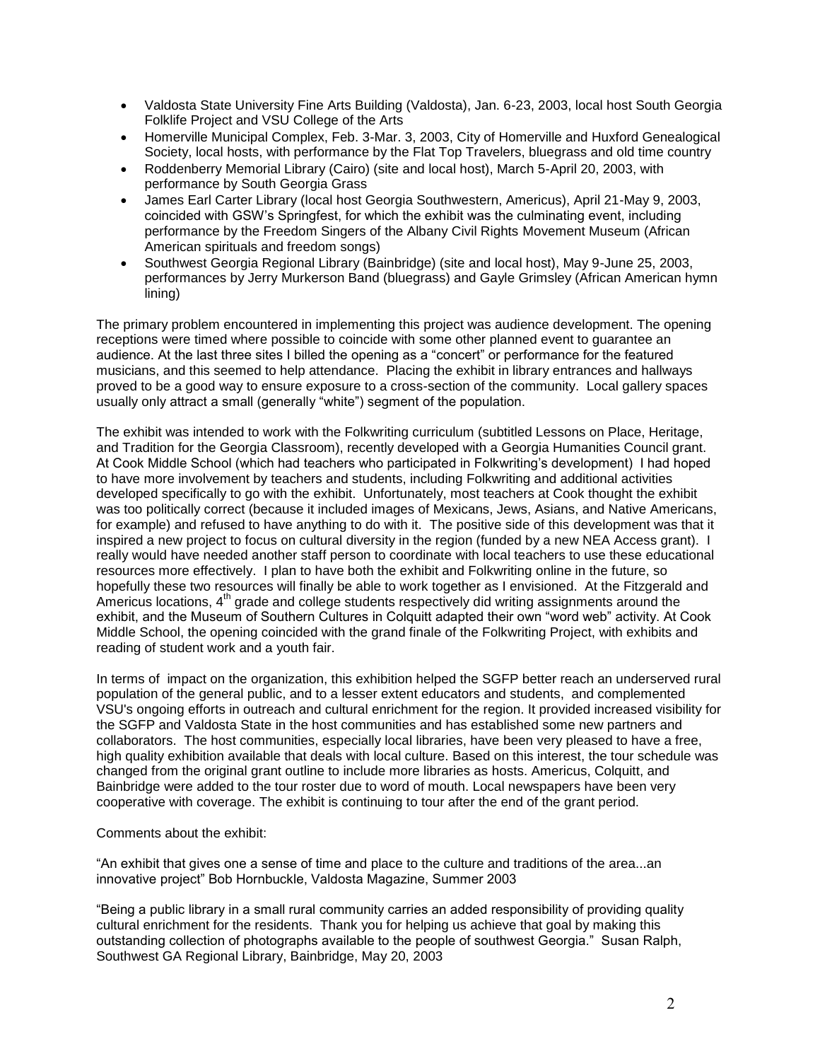- Valdosta State University Fine Arts Building (Valdosta), Jan. 6-23, 2003, local host South Georgia Folklife Project and VSU College of the Arts
- Homerville Municipal Complex, Feb. 3-Mar. 3, 2003, City of Homerville and Huxford Genealogical Society, local hosts, with performance by the Flat Top Travelers, bluegrass and old time country
- Roddenberry Memorial Library (Cairo) (site and local host), March 5-April 20, 2003, with performance by South Georgia Grass
- James Earl Carter Library (local host Georgia Southwestern, Americus), April 21-May 9, 2003, coincided with GSW's Springfest, for which the exhibit was the culminating event, including performance by the Freedom Singers of the Albany Civil Rights Movement Museum (African American spirituals and freedom songs)
- Southwest Georgia Regional Library (Bainbridge) (site and local host), May 9-June 25, 2003, performances by Jerry Murkerson Band (bluegrass) and Gayle Grimsley (African American hymn lining)

The primary problem encountered in implementing this project was audience development. The opening receptions were timed where possible to coincide with some other planned event to guarantee an audience. At the last three sites I billed the opening as a "concert" or performance for the featured musicians, and this seemed to help attendance. Placing the exhibit in library entrances and hallways proved to be a good way to ensure exposure to a cross-section of the community. Local gallery spaces usually only attract a small (generally "white") segment of the population.

The exhibit was intended to work with the Folkwriting curriculum (subtitled Lessons on Place, Heritage, and Tradition for the Georgia Classroom), recently developed with a Georgia Humanities Council grant. At Cook Middle School (which had teachers who participated in Folkwriting's development) I had hoped to have more involvement by teachers and students, including Folkwriting and additional activities developed specifically to go with the exhibit. Unfortunately, most teachers at Cook thought the exhibit was too politically correct (because it included images of Mexicans, Jews, Asians, and Native Americans, for example) and refused to have anything to do with it. The positive side of this development was that it inspired a new project to focus on cultural diversity in the region (funded by a new NEA Access grant). I really would have needed another staff person to coordinate with local teachers to use these educational resources more effectively. I plan to have both the exhibit and Folkwriting online in the future, so hopefully these two resources will finally be able to work together as I envisioned. At the Fitzgerald and Americus locations, 4th grade and college students respectively did writing assignments around the exhibit, and the Museum of Southern Cultures in Colquitt adapted their own "word web" activity. At Cook Middle School, the opening coincided with the grand finale of the Folkwriting Project, with exhibits and reading of student work and a youth fair.

In terms of impact on the organization, this exhibition helped the SGFP better reach an underserved rural population of the general public, and to a lesser extent educators and students, and complemented VSU's ongoing efforts in outreach and cultural enrichment for the region. It provided increased visibility for the SGFP and Valdosta State in the host communities and has established some new partners and collaborators. The host communities, especially local libraries, have been very pleased to have a free, high quality exhibition available that deals with local culture. Based on this interest, the tour schedule was changed from the original grant outline to include more libraries as hosts. Americus, Colquitt, and Bainbridge were added to the tour roster due to word of mouth. Local newspapers have been very cooperative with coverage. The exhibit is continuing to tour after the end of the grant period.

Comments about the exhibit:

"An exhibit that gives one a sense of time and place to the culture and traditions of the area...an innovative project" Bob Hornbuckle, Valdosta Magazine, Summer 2003

"Being a public library in a small rural community carries an added responsibility of providing quality cultural enrichment for the residents. Thank you for helping us achieve that goal by making this outstanding collection of photographs available to the people of southwest Georgia." Susan Ralph, Southwest GA Regional Library, Bainbridge, May 20, 2003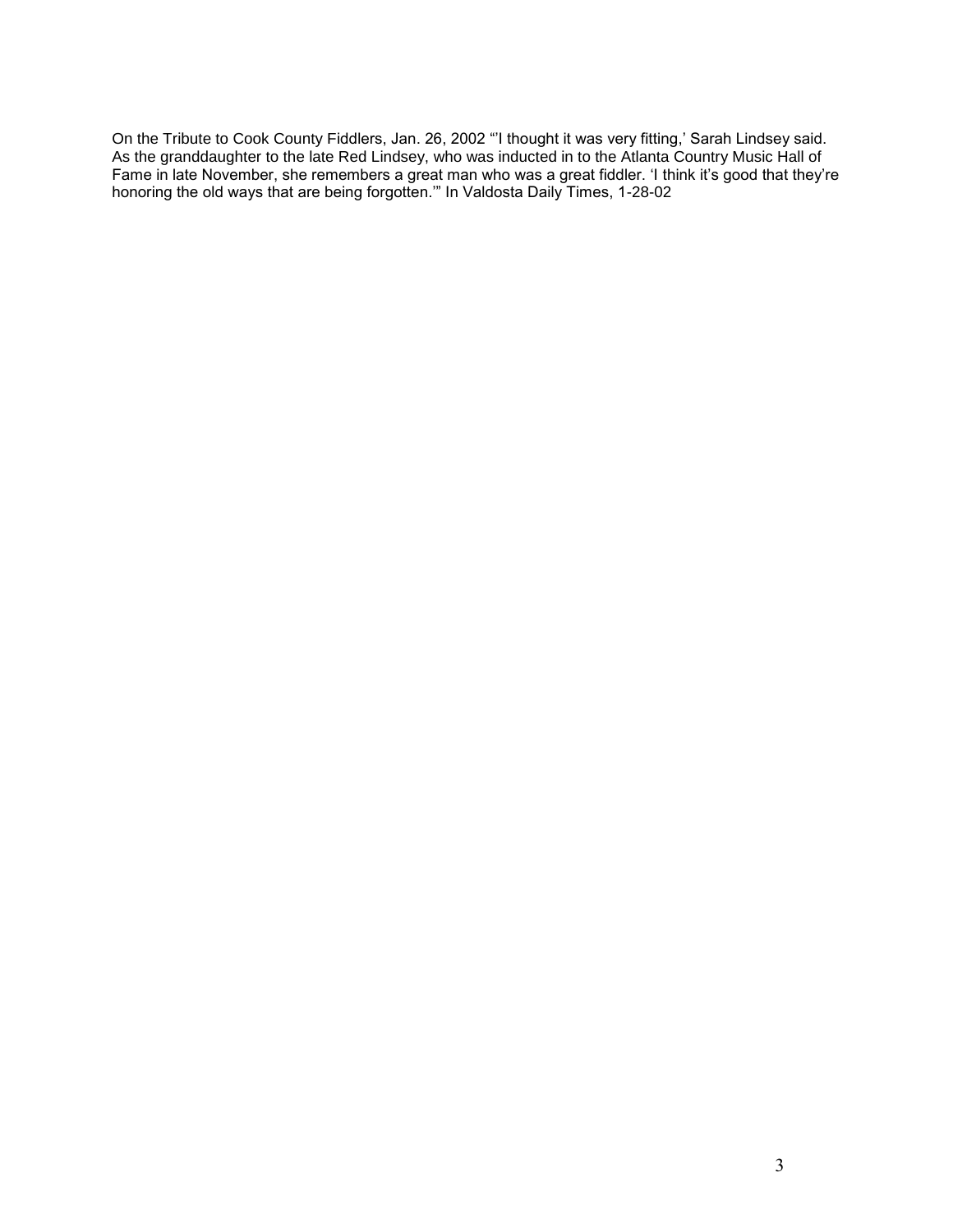On the Tribute to Cook County Fiddlers, Jan. 26, 2002 "'I thought it was very fitting,' Sarah Lindsey said. As the granddaughter to the late Red Lindsey, who was inducted in to the Atlanta Country Music Hall of Fame in late November, she remembers a great man who was a great fiddler. 'I think it's good that they're honoring the old ways that are being forgotten.'" In Valdosta Daily Times, 1-28-02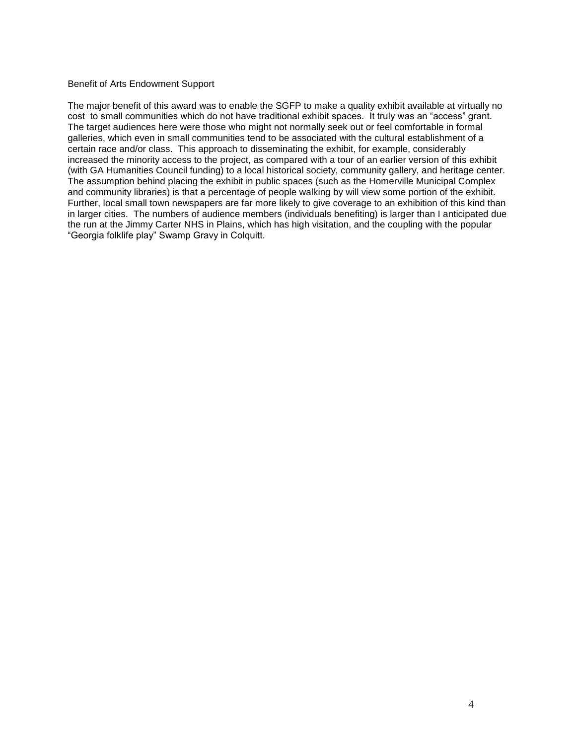Benefit of Arts Endowment Support

The major benefit of this award was to enable the SGFP to make a quality exhibit available at virtually no cost to small communities which do not have traditional exhibit spaces. It truly was an "access" grant. The target audiences here were those who might not normally seek out or feel comfortable in formal galleries, which even in small communities tend to be associated with the cultural establishment of a certain race and/or class. This approach to disseminating the exhibit, for example, considerably increased the minority access to the project, as compared with a tour of an earlier version of this exhibit (with GA Humanities Council funding) to a local historical society, community gallery, and heritage center. The assumption behind placing the exhibit in public spaces (such as the Homerville Municipal Complex and community libraries) is that a percentage of people walking by will view some portion of the exhibit. Further, local small town newspapers are far more likely to give coverage to an exhibition of this kind than in larger cities. The numbers of audience members (individuals benefiting) is larger than I anticipated due the run at the Jimmy Carter NHS in Plains, which has high visitation, and the coupling with the popular "Georgia folklife play" Swamp Gravy in Colquitt.